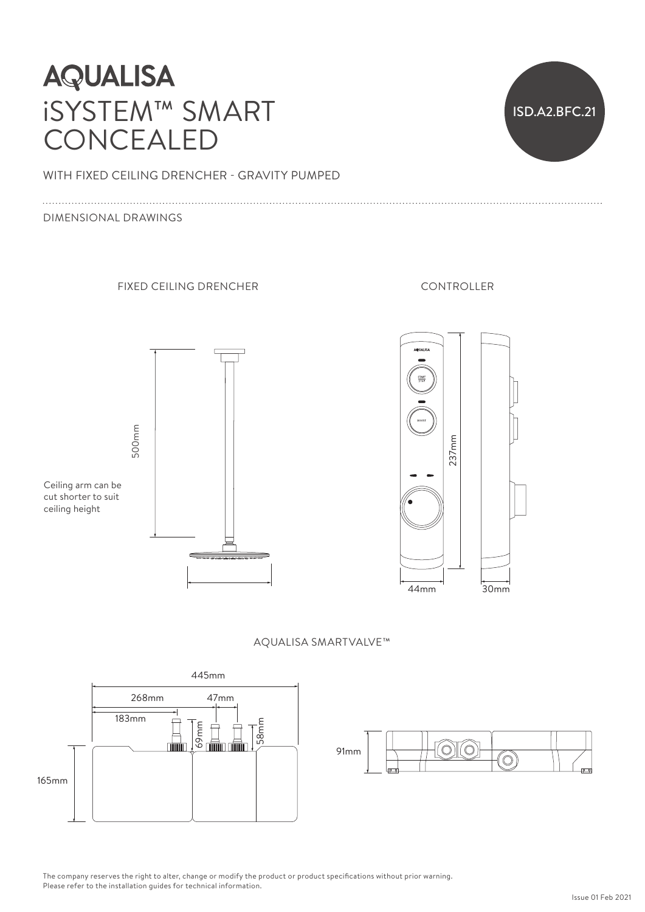# AQUALISA

# iSYSTEM™ SMART CONCEALED

ISD.A2.BFC.21

WITH FIXED CEILING DRENCHER - GRAVITY PUMPED

DIMENSIONAL DRAWINGS

## FIXED CEILING DRENCHER

500mm

Ceiling arm can be cut shorter to suit ceiling height

## CONTROLLER

237mm

44mm

30mm

## AQUALISA SMARTVALVE™

445mm

268mm

47mm

183mm

69mm

58mm

165mm

91mm

The company reserves the right to alter, change or modify the product or product specifications without prior warning.
Please refer to the installation guides for technical information.

Issue 01 Feb 2021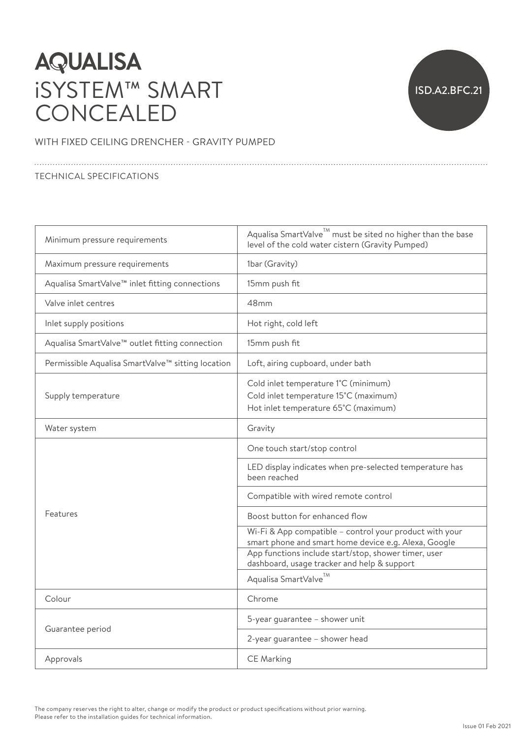# AQUALISA

# iSYSTEM™ SMART CONCEALED

ISD.A2.BFC.21

WITH FIXED CEILING DRENCHER - GRAVITY PUMPED

TECHNICAL SPECIFICATIONS

| | |
|---|---|
| Minimum pressure requirements | Aqualisa SmartValve™ must be sited no higher than the base level of the cold water cistern (Gravity Pumped) |
| Maximum pressure requirements | 1bar (Gravity) |
| Aqualisa SmartValve™ inlet fitting connections | 15mm push fit |
| Valve inlet centres | 48mm |
| Inlet supply positions | Hot right, cold left |
| Aqualisa SmartValve™ outlet fitting connection | 15mm push fit |
| Permissible Aqualisa SmartValve™ sitting location | Loft, airing cupboard, under bath |
| Supply temperature | Cold inlet temperature 1°C (minimum)<br>Cold inlet temperature 15°C (maximum)<br>Hot inlet temperature 65°C (maximum) |
| Water system | Gravity |
| Features | One touch start/stop control |
| | LED display indicates when pre-selected temperature has been reached |
| | Compatible with wired remote control |
| | Boost button for enhanced flow |
| | Wi-Fi & App compatible – control your product with your smart phone and smart home device e.g. Alexa, Google |
| | App functions include start/stop, shower timer, user dashboard, usage tracker and help & support |
| | Aqualisa SmartValve™ |
| Colour | Chrome |
| Guarantee period | 5-year guarantee – shower unit |
| | 2-year guarantee – shower head |
| Approvals | CE Marking |

The company reserves the right to alter, change or modify the product or product specifications without prior warning.
Please refer to the installation guides for technical information.

Issue 01 Feb 2021